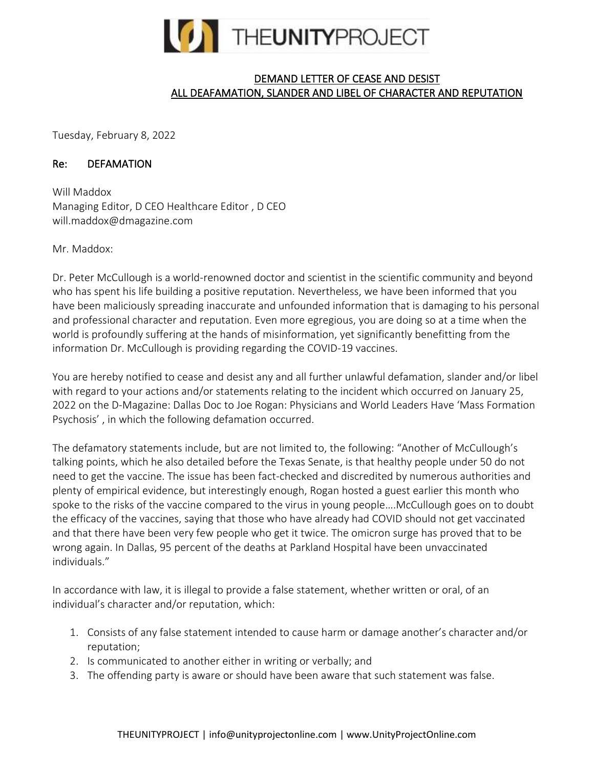# THEUNITYPROJECT

**DEMAND LETTER OF CEASE AND DESIST**
**ALL DEAFAMATION, SLANDER AND LIBEL OF CHARACTER AND REPUTATION**

Tuesday, February 8, 2022

**Re: DEFAMATION**

Will Maddox
Managing Editor, D CEO Healthcare Editor , D CEO
will.maddox@dmagazine.com

Mr. Maddox:

Dr. Peter McCullough is a world-renowned doctor and scientist in the scientific community and beyond who has spent his life building a positive reputation. Nevertheless, we have been informed that you have been maliciously spreading inaccurate and unfounded information that is damaging to his personal and professional character and reputation. Even more egregious, you are doing so at a time when the world is profoundly suffering at the hands of misinformation, yet significantly benefitting from the information Dr. McCullough is providing regarding the COVID-19 vaccines.

You are hereby notified to cease and desist any and all further unlawful defamation, slander and/or libel with regard to your actions and/or statements relating to the incident which occurred on January 25, 2022 on the D-Magazine: Dallas Doc to Joe Rogan: Physicians and World Leaders Have 'Mass Formation Psychosis' , in which the following defamation occurred.

The defamatory statements include, but are not limited to, the following: "Another of McCullough's talking points, which he also detailed before the Texas Senate, is that healthy people under 50 do not need to get the vaccine. The issue has been fact-checked and discredited by numerous authorities and plenty of empirical evidence, but interestingly enough, Rogan hosted a guest earlier this month who spoke to the risks of the vaccine compared to the virus in young people….McCullough goes on to doubt the efficacy of the vaccines, saying that those who have already had COVID should not get vaccinated and that there have been very few people who get it twice. The omicron surge has proved that to be wrong again. In Dallas, 95 percent of the deaths at Parkland Hospital have been unvaccinated individuals."

In accordance with law, it is illegal to provide a false statement, whether written or oral, of an individual's character and/or reputation, which:

1. Consists of any false statement intended to cause harm or damage another's character and/or reputation;
2. Is communicated to another either in writing or verbally; and
3. The offending party is aware or should have been aware that such statement was false.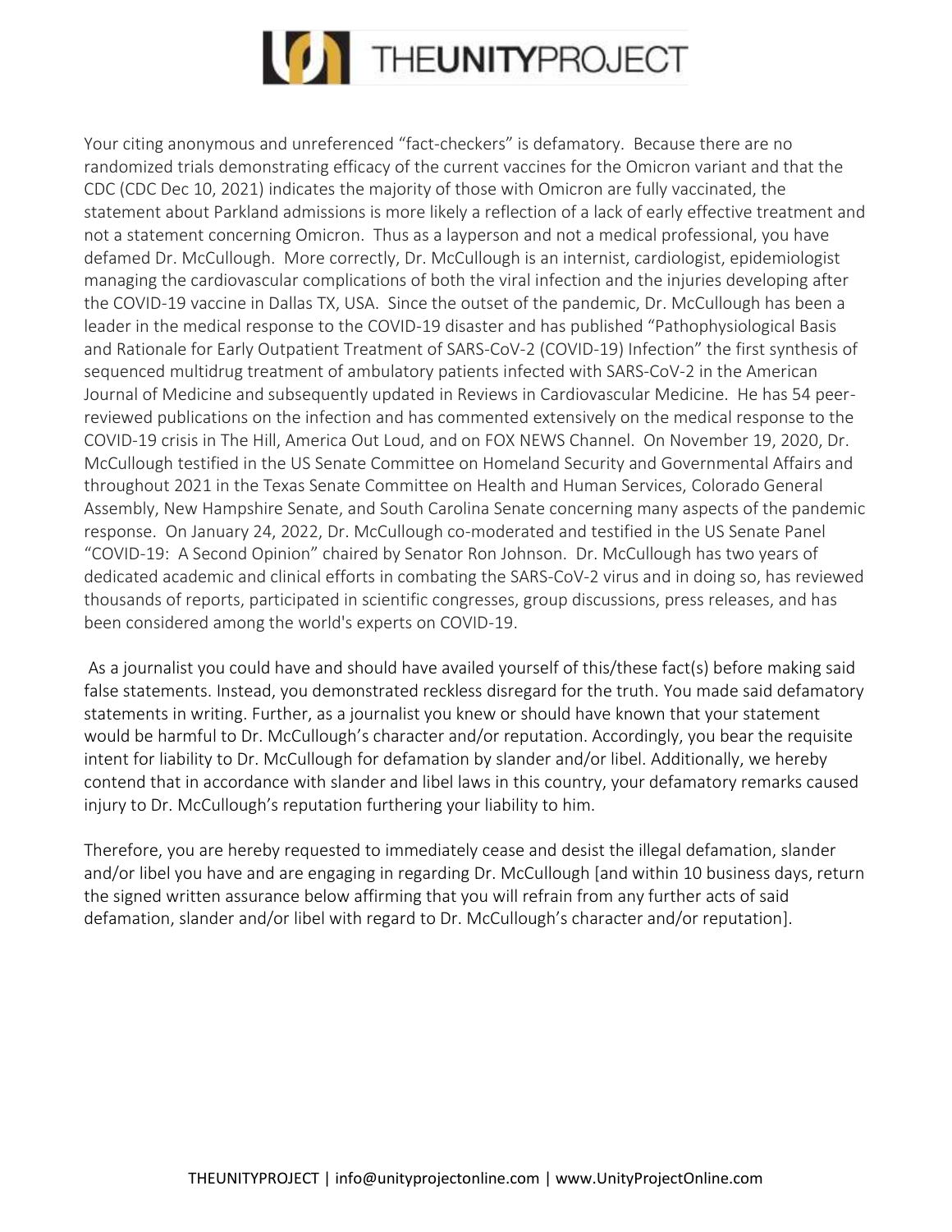Your citing anonymous and unreferenced "fact-checkers" is defamatory. Because there are no randomized trials demonstrating efficacy of the current vaccines for the Omicron variant and that the CDC (CDC Dec 10, 2021) indicates the majority of those with Omicron are fully vaccinated, the statement about Parkland admissions is more likely a reflection of a lack of early effective treatment and not a statement concerning Omicron. Thus as a layperson and not a medical professional, you have defamed Dr. McCullough. More correctly, Dr. McCullough is an internist, cardiologist, epidemiologist managing the cardiovascular complications of both the viral infection and the injuries developing after the COVID-19 vaccine in Dallas TX, USA. Since the outset of the pandemic, Dr. McCullough has been a leader in the medical response to the COVID-19 disaster and has published "Pathophysiological Basis and Rationale for Early Outpatient Treatment of SARS-CoV-2 (COVID-19) Infection" the first synthesis of sequenced multidrug treatment of ambulatory patients infected with SARS-CoV-2 in the American Journal of Medicine and subsequently updated in Reviews in Cardiovascular Medicine. He has 54 peer-reviewed publications on the infection and has commented extensively on the medical response to the COVID-19 crisis in The Hill, America Out Loud, and on FOX NEWS Channel. On November 19, 2020, Dr. McCullough testified in the US Senate Committee on Homeland Security and Governmental Affairs and throughout 2021 in the Texas Senate Committee on Health and Human Services, Colorado General Assembly, New Hampshire Senate, and South Carolina Senate concerning many aspects of the pandemic response. On January 24, 2022, Dr. McCullough co-moderated and testified in the US Senate Panel "COVID-19: A Second Opinion" chaired by Senator Ron Johnson. Dr. McCullough has two years of dedicated academic and clinical efforts in combating the SARS-CoV-2 virus and in doing so, has reviewed thousands of reports, participated in scientific congresses, group discussions, press releases, and has been considered among the world's experts on COVID-19.

As a journalist you could have and should have availed yourself of this/these fact(s) before making said false statements. Instead, you demonstrated reckless disregard for the truth. You made said defamatory statements in writing. Further, as a journalist you knew or should have known that your statement would be harmful to Dr. McCullough's character and/or reputation. Accordingly, you bear the requisite intent for liability to Dr. McCullough for defamation by slander and/or libel. Additionally, we hereby contend that in accordance with slander and libel laws in this country, your defamatory remarks caused injury to Dr. McCullough's reputation furthering your liability to him.

Therefore, you are hereby requested to immediately cease and desist the illegal defamation, slander and/or libel you have and are engaging in regarding Dr. McCullough [and within 10 business days, return the signed written assurance below affirming that you will refrain from any further acts of said defamation, slander and/or libel with regard to Dr. McCullough's character and/or reputation].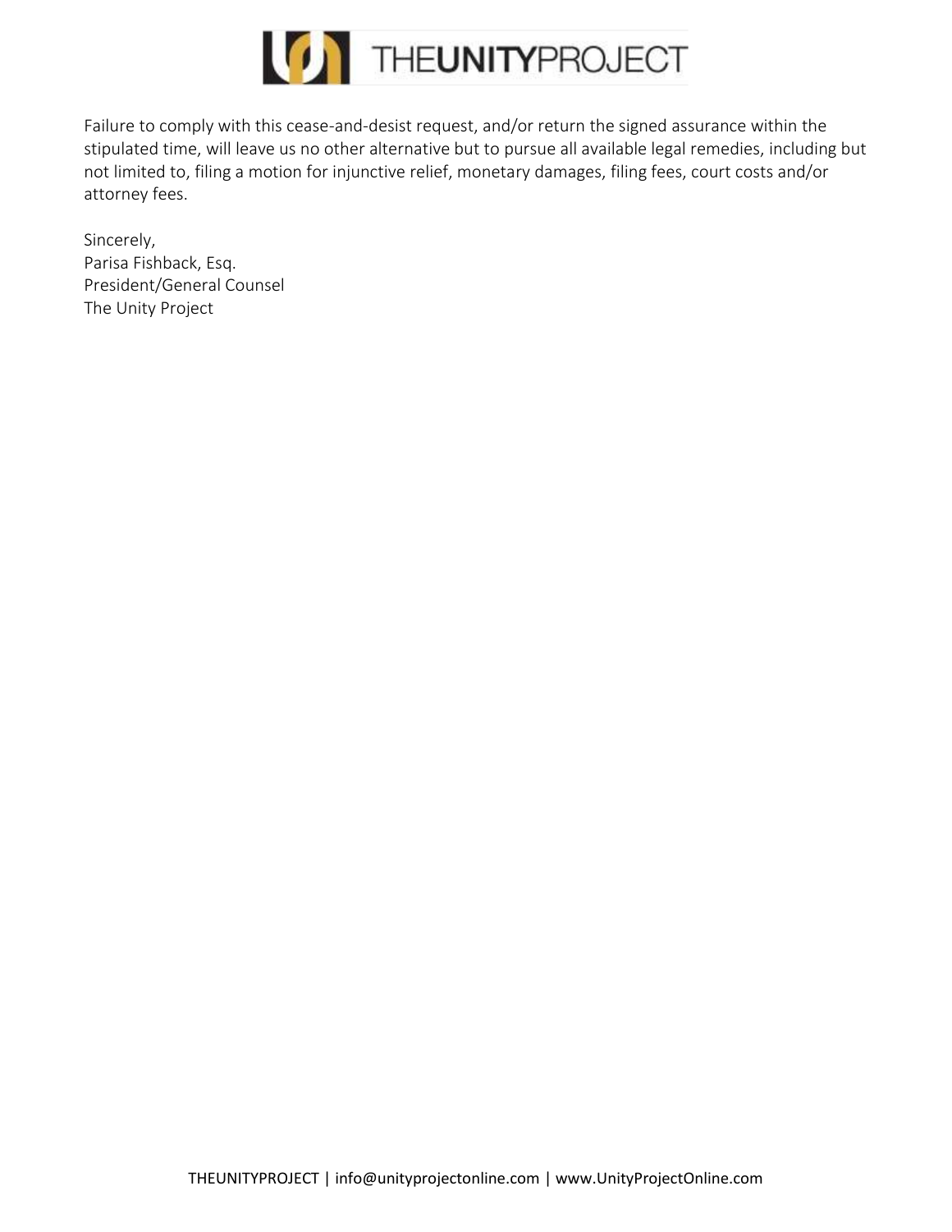Failure to comply with this cease-and-desist request, and/or return the signed assurance within the stipulated time, will leave us no other alternative but to pursue all available legal remedies, including but not limited to, filing a motion for injunctive relief, monetary damages, filing fees, court costs and/or attorney fees.

Sincerely,
Parisa Fishback, Esq.
President/General Counsel
The Unity Project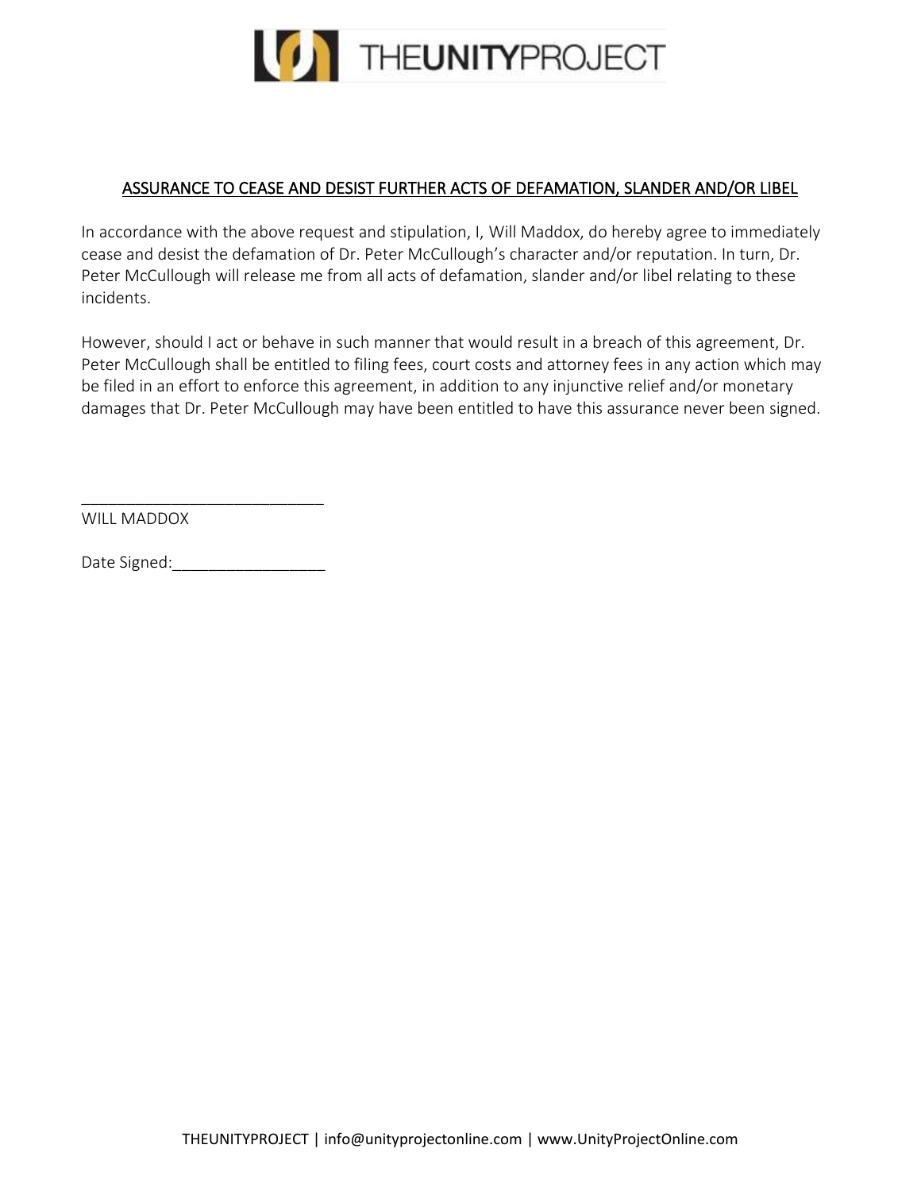THEUNITYPROJECT

## ASSURANCE TO CEASE AND DESIST FURTHER ACTS OF DEFAMATION, SLANDER AND/OR LIBEL

In accordance with the above request and stipulation, I, Will Maddox, do hereby agree to immediately cease and desist the defamation of Dr. Peter McCullough's character and/or reputation. In turn, Dr. Peter McCullough will release me from all acts of defamation, slander and/or libel relating to these incidents.

However, should I act or behave in such manner that would result in a breach of this agreement, Dr. Peter McCullough shall be entitled to filing fees, court costs and attorney fees in any action which may be filed in an effort to enforce this agreement, in addition to any injunctive relief and/or monetary damages that Dr. Peter McCullough may have been entitled to have this assurance never been signed.

___________________________
WILL MADDOX

Date Signed:_________________

THEUNITYPROJECT | info@unityprojectonline.com | www.UnityProjectOnline.com